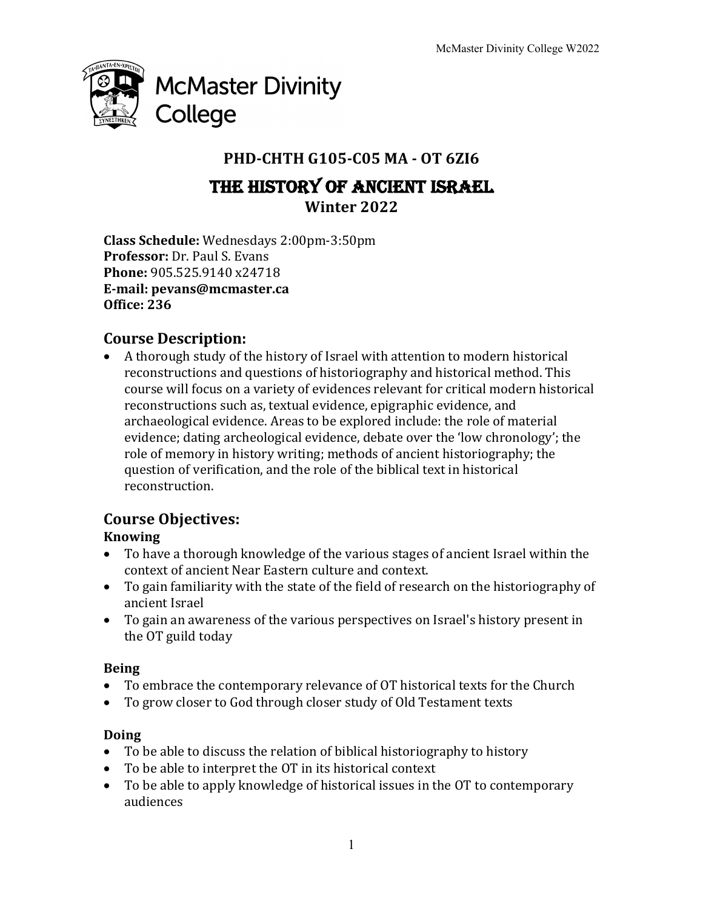# PHD-CHTH G105-C05 MA - OT 6ZI6

# THE HISTORY OF ANCIENT ISRAEL

**Winter 2022**

**Class Schedule:** Wednesdays 2:00pm-3:50pm
**Professor:** Dr. Paul S. Evans
**Phone:** 905.525.9140 x24718
**E-mail: pevans@mcmaster.ca**
**Office: 236**

## Course Description:

- A thorough study of the history of Israel with attention to modern historical reconstructions and questions of historiography and historical method. This course will focus on a variety of evidences relevant for critical modern historical reconstructions such as, textual evidence, epigraphic evidence, and archaeological evidence. Areas to be explored include: the role of material evidence; dating archeological evidence, debate over the 'low chronology'; the role of memory in history writing; methods of ancient historiography; the question of verification, and the role of the biblical text in historical reconstruction.

## Course Objectives:

### Knowing

- To have a thorough knowledge of the various stages of ancient Israel within the context of ancient Near Eastern culture and context.
- To gain familiarity with the state of the field of research on the historiography of ancient Israel
- To gain an awareness of the various perspectives on Israel's history present in the OT guild today

### Being

- To embrace the contemporary relevance of OT historical texts for the Church
- To grow closer to God through closer study of Old Testament texts

### Doing

- To be able to discuss the relation of biblical historiography to history
- To be able to interpret the OT in its historical context
- To be able to apply knowledge of historical issues in the OT to contemporary audiences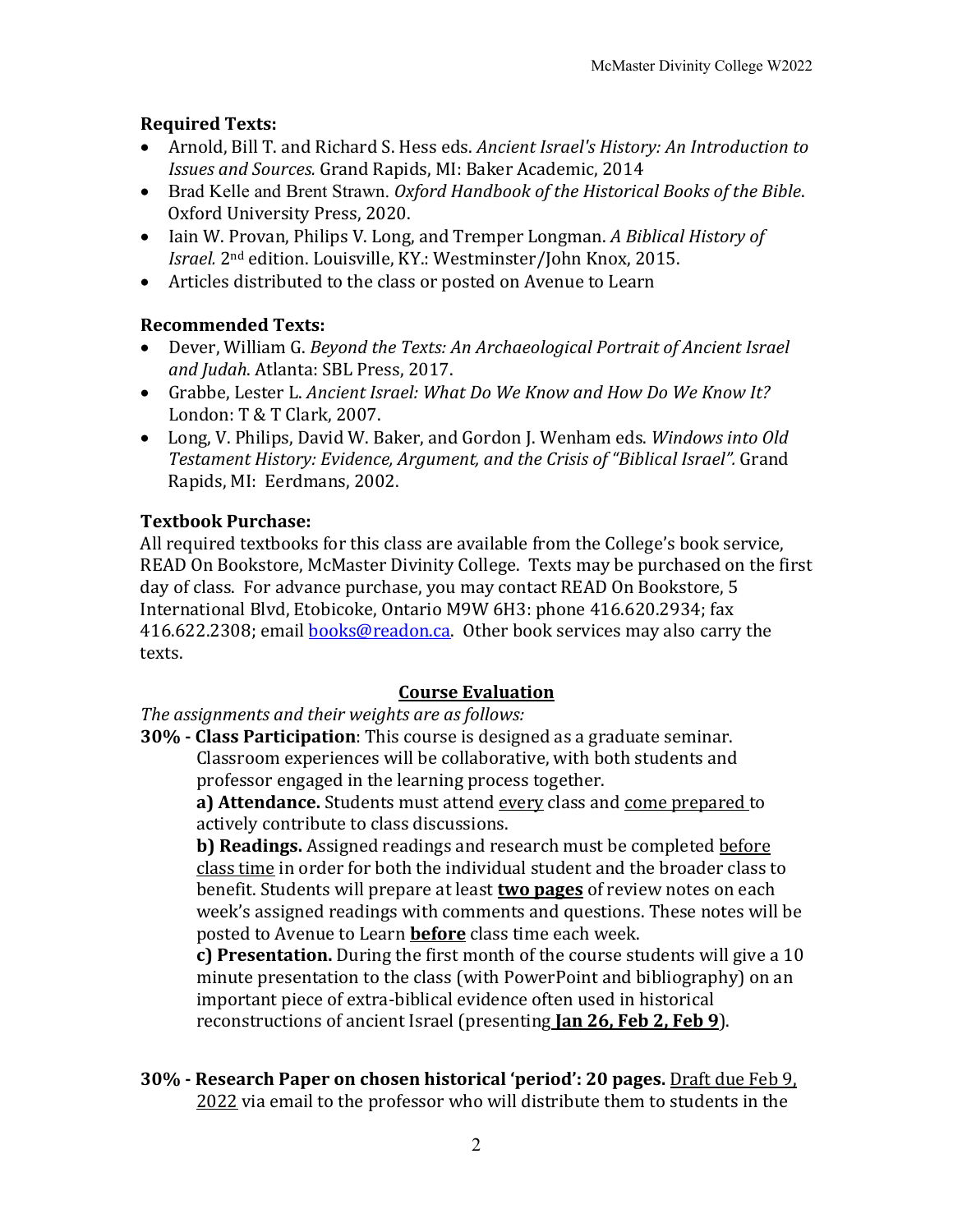**Required Texts:**

- Arnold, Bill T. and Richard S. Hess eds. *Ancient Israel's History: An Introduction to Issues and Sources.* Grand Rapids, MI: Baker Academic, 2014
- Brad Kelle and Brent Strawn. *Oxford Handbook of the Historical Books of the Bible*. Oxford University Press, 2020.
- Iain W. Provan, Philips V. Long, and Tremper Longman. *A Biblical History of Israel.* 2nd edition. Louisville, KY.: Westminster/John Knox, 2015.
- Articles distributed to the class or posted on Avenue to Learn

**Recommended Texts:**

- Dever, William G. *Beyond the Texts: An Archaeological Portrait of Ancient Israel and Judah*. Atlanta: SBL Press, 2017.
- Grabbe, Lester L. *Ancient Israel: What Do We Know and How Do We Know It?* London: T & T Clark, 2007.
- Long, V. Philips, David W. Baker, and Gordon J. Wenham eds. *Windows into Old Testament History: Evidence, Argument, and the Crisis of "Biblical Israel".* Grand Rapids, MI: Eerdmans, 2002.

**Textbook Purchase:**

All required textbooks for this class are available from the College's book service, READ On Bookstore, McMaster Divinity College. Texts may be purchased on the first day of class. For advance purchase, you may contact READ On Bookstore, 5 International Blvd, Etobicoke, Ontario M9W 6H3: phone 416.620.2934; fax 416.622.2308; email books@readon.ca. Other book services may also carry the texts.

## Course Evaluation

*The assignments and their weights are as follows:*

**30% - Class Participation**: This course is designed as a graduate seminar. Classroom experiences will be collaborative, with both students and professor engaged in the learning process together.

**a) Attendance.** Students must attend every class and come prepared to actively contribute to class discussions.

**b) Readings.** Assigned readings and research must be completed before class time in order for both the individual student and the broader class to benefit. Students will prepare at least **two pages** of review notes on each week's assigned readings with comments and questions. These notes will be posted to Avenue to Learn **before** class time each week.

**c) Presentation.** During the first month of the course students will give a 10 minute presentation to the class (with PowerPoint and bibliography) on an important piece of extra-biblical evidence often used in historical reconstructions of ancient Israel (presenting **Jan 26, Feb 2, Feb 9**).

**30% - Research Paper on chosen historical 'period': 20 pages.** Draft due Feb 9, 2022 via email to the professor who will distribute them to students in the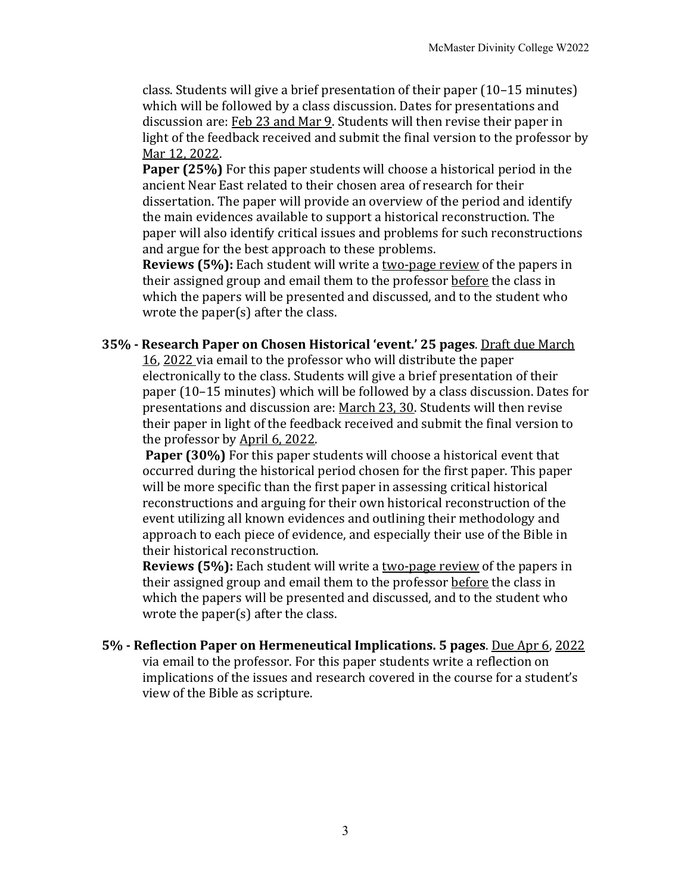class. Students will give a brief presentation of their paper (10–15 minutes) which will be followed by a class discussion. Dates for presentations and discussion are: Feb 23 and Mar 9. Students will then revise their paper in light of the feedback received and submit the final version to the professor by Mar 12, 2022.

**Paper (25%)** For this paper students will choose a historical period in the ancient Near East related to their chosen area of research for their dissertation. The paper will provide an overview of the period and identify the main evidences available to support a historical reconstruction. The paper will also identify critical issues and problems for such reconstructions and argue for the best approach to these problems.

**Reviews (5%):** Each student will write a two-page review of the papers in their assigned group and email them to the professor before the class in which the papers will be presented and discussed, and to the student who wrote the paper(s) after the class.

**35% - Research Paper on Chosen Historical 'event.' 25 pages**. Draft due March 16, 2022 via email to the professor who will distribute the paper electronically to the class. Students will give a brief presentation of their paper (10–15 minutes) which will be followed by a class discussion. Dates for presentations and discussion are: March 23, 30. Students will then revise their paper in light of the feedback received and submit the final version to the professor by April 6, 2022.

**Paper (30%)** For this paper students will choose a historical event that occurred during the historical period chosen for the first paper. This paper will be more specific than the first paper in assessing critical historical reconstructions and arguing for their own historical reconstruction of the event utilizing all known evidences and outlining their methodology and approach to each piece of evidence, and especially their use of the Bible in their historical reconstruction.

**Reviews (5%):** Each student will write a two-page review of the papers in their assigned group and email them to the professor before the class in which the papers will be presented and discussed, and to the student who wrote the paper(s) after the class.

**5% - Reflection Paper on Hermeneutical Implications. 5 pages**. Due Apr 6, 2022 via email to the professor. For this paper students write a reflection on implications of the issues and research covered in the course for a student's view of the Bible as scripture.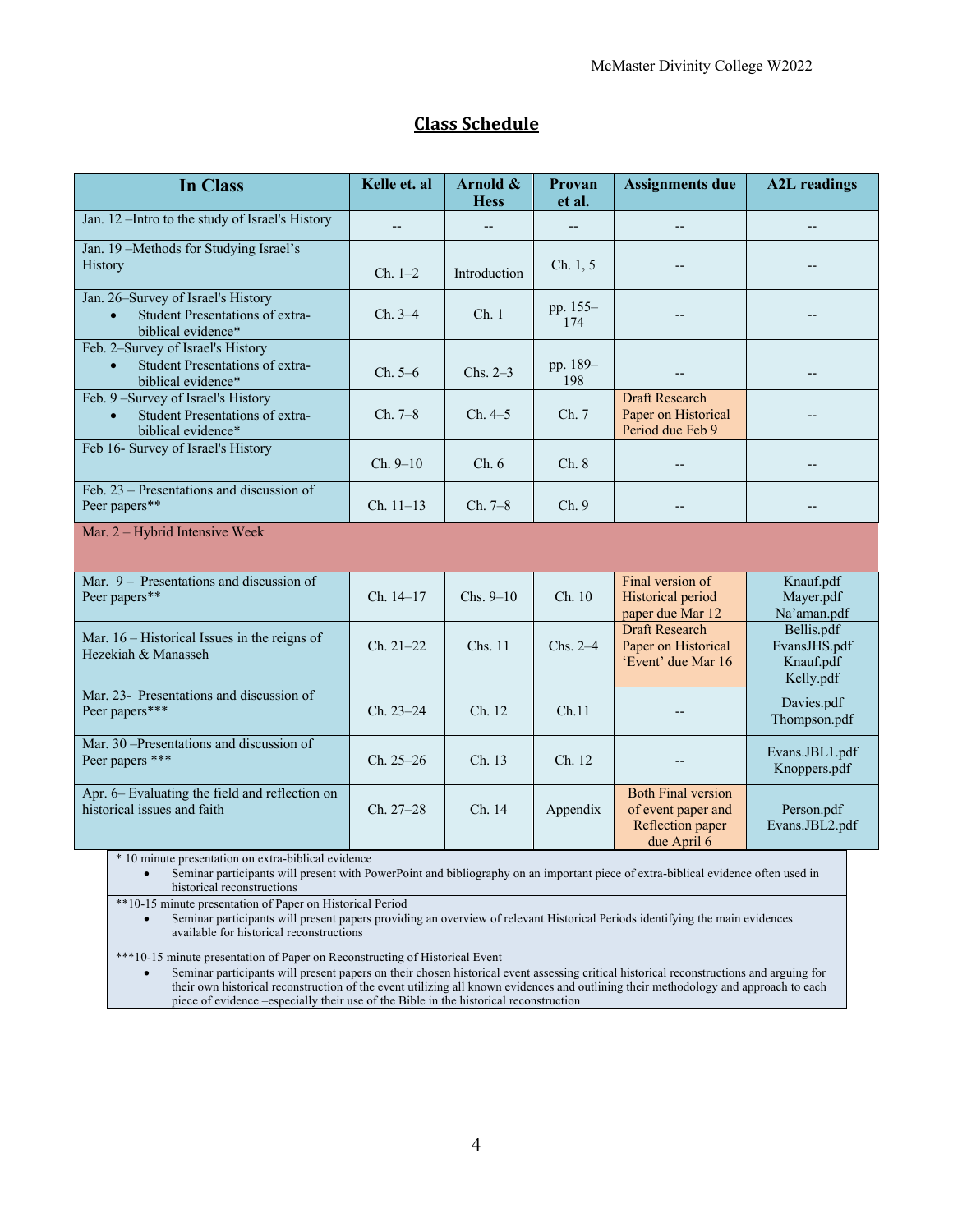## Class Schedule

| In Class | Kelle et. al | Arnold & Hess | Provan et al. | Assignments due | A2L readings |
|---|---|---|---|---|---|
| Jan. 12 –Intro to the study of Israel's History | -- | -- | -- | -- | -- |
| Jan. 19 –Methods for Studying Israel's History | Ch. 1–2 | Introduction | Ch. 1, 5 | -- | -- |
| Jan. 26–Survey of Israel's History<br>• Student Presentations of extra-biblical evidence* | Ch. 3–4 | Ch. 1 | pp. 155–174 | -- | -- |
| Feb. 2–Survey of Israel's History<br>• Student Presentations of extra-biblical evidence* | Ch. 5–6 | Chs. 2–3 | pp. 189–198 | -- | -- |
| Feb. 9 –Survey of Israel's History<br>• Student Presentations of extra-biblical evidence* | Ch. 7–8 | Ch. 4–5 | Ch. 7 | Draft Research Paper on Historical Period due Feb 9 | -- |
| Feb 16- Survey of Israel's History | Ch. 9–10 | Ch. 6 | Ch. 8 | -- | -- |
| Feb. 23 – Presentations and discussion of Peer papers** | Ch. 11–13 | Ch. 7–8 | Ch. 9 | -- | -- |
| Mar. 2 – Hybrid Intensive Week | | | | | |
| Mar. 9 – Presentations and discussion of Peer papers** | Ch. 14–17 | Chs. 9–10 | Ch. 10 | Final version of Historical period paper due Mar 12 | Knauf.pdf<br>Mayer.pdf<br>Na'aman.pdf |
| Mar. 16 – Historical Issues in the reigns of Hezekiah & Manasseh | Ch. 21–22 | Chs. 11 | Chs. 2–4 | Draft Research Paper on Historical 'Event' due Mar 16 | Bellis.pdf<br>EvansJHS.pdf<br>Knauf.pdf<br>Kelly.pdf |
| Mar. 23- Presentations and discussion of Peer papers*** | Ch. 23–24 | Ch. 12 | Ch.11 | -- | Davies.pdf<br>Thompson.pdf |
| Mar. 30 –Presentations and discussion of Peer papers *** | Ch. 25–26 | Ch. 13 | Ch. 12 | -- | Evans.JBL1.pdf<br>Knoppers.pdf |
| Apr. 6– Evaluating the field and reflection on historical issues and faith | Ch. 27–28 | Ch. 14 | Appendix | Both Final version of event paper and Reflection paper due April 6 | Person.pdf<br>Evans.JBL2.pdf |

\* 10 minute presentation on extra-biblical evidence
- Seminar participants will present with PowerPoint and bibliography on an important piece of extra-biblical evidence often used in historical reconstructions

\*\*10-15 minute presentation of Paper on Historical Period
- Seminar participants will present papers providing an overview of relevant Historical Periods identifying the main evidences available for historical reconstructions

\*\*\*10-15 minute presentation of Paper on Reconstructing of Historical Event
- Seminar participants will present papers on their chosen historical event assessing critical historical reconstructions and arguing for their own historical reconstruction of the event utilizing all known evidences and outlining their methodology and approach to each piece of evidence –especially their use of the Bible in the historical reconstruction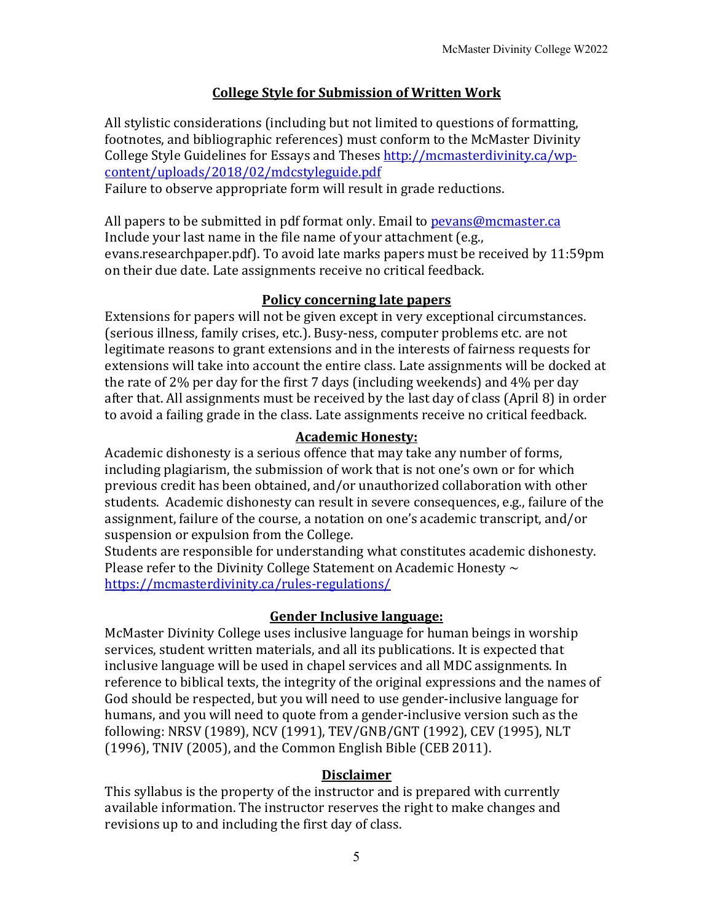## College Style for Submission of Written Work

All stylistic considerations (including but not limited to questions of formatting, footnotes, and bibliographic references) must conform to the McMaster Divinity College Style Guidelines for Essays and Theses http://mcmasterdivinity.ca/wp-content/uploads/2018/02/mdcstyleguide.pdf

Failure to observe appropriate form will result in grade reductions.

All papers to be submitted in pdf format only. Email to pevans@mcmaster.ca
Include your last name in the file name of your attachment (e.g., evans.researchpaper.pdf). To avoid late marks papers must be received by 11:59pm on their due date. Late assignments receive no critical feedback.

## Policy concerning late papers

Extensions for papers will not be given except in very exceptional circumstances. (serious illness, family crises, etc.). Busy-ness, computer problems etc. are not legitimate reasons to grant extensions and in the interests of fairness requests for extensions will take into account the entire class. Late assignments will be docked at the rate of 2% per day for the first 7 days (including weekends) and 4% per day after that. All assignments must be received by the last day of class (April 8) in order to avoid a failing grade in the class. Late assignments receive no critical feedback.

## Academic Honesty:

Academic dishonesty is a serious offence that may take any number of forms, including plagiarism, the submission of work that is not one's own or for which previous credit has been obtained, and/or unauthorized collaboration with other students. Academic dishonesty can result in severe consequences, e.g., failure of the assignment, failure of the course, a notation on one's academic transcript, and/or suspension or expulsion from the College.

Students are responsible for understanding what constitutes academic dishonesty. Please refer to the Divinity College Statement on Academic Honesty ~ https://mcmasterdivinity.ca/rules-regulations/

## Gender Inclusive language:

McMaster Divinity College uses inclusive language for human beings in worship services, student written materials, and all its publications. It is expected that inclusive language will be used in chapel services and all MDC assignments. In reference to biblical texts, the integrity of the original expressions and the names of God should be respected, but you will need to use gender-inclusive language for humans, and you will need to quote from a gender-inclusive version such as the following: NRSV (1989), NCV (1991), TEV/GNB/GNT (1992), CEV (1995), NLT (1996), TNIV (2005), and the Common English Bible (CEB 2011).

## Disclaimer

This syllabus is the property of the instructor and is prepared with currently available information. The instructor reserves the right to make changes and revisions up to and including the first day of class.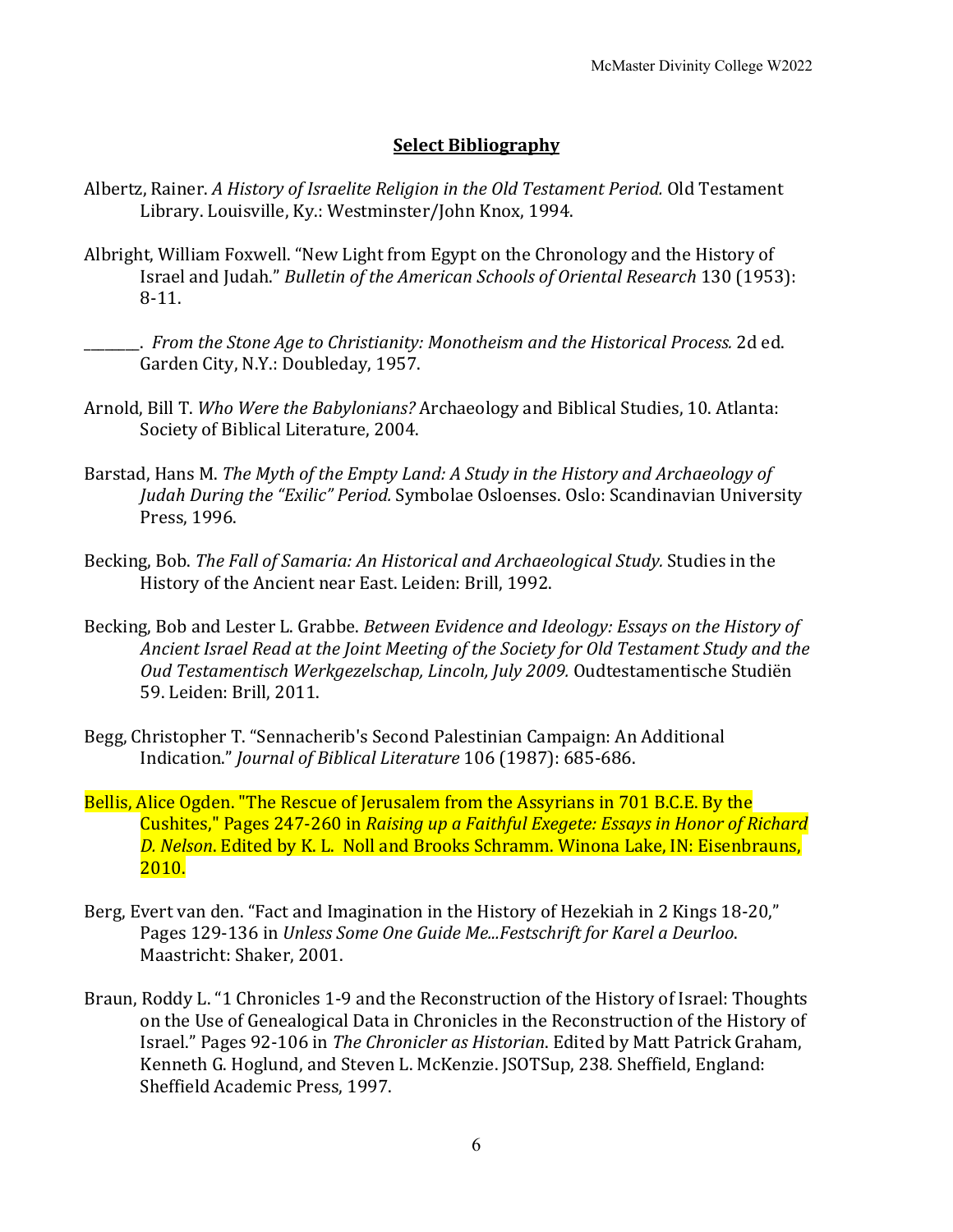## Select Bibliography

Albertz, Rainer. *A History of Israelite Religion in the Old Testament Period.* Old Testament Library. Louisville, Ky.: Westminster/John Knox, 1994.

Albright, William Foxwell. "New Light from Egypt on the Chronology and the History of Israel and Judah." *Bulletin of the American Schools of Oriental Research* 130 (1953): 8-11.

________. *From the Stone Age to Christianity: Monotheism and the Historical Process.* 2d ed. Garden City, N.Y.: Doubleday, 1957.

Arnold, Bill T. *Who Were the Babylonians?* Archaeology and Biblical Studies, 10. Atlanta: Society of Biblical Literature, 2004.

Barstad, Hans M. *The Myth of the Empty Land: A Study in the History and Archaeology of Judah During the "Exilic" Period.* Symbolae Osloenses. Oslo: Scandinavian University Press, 1996.

Becking, Bob. *The Fall of Samaria: An Historical and Archaeological Study.* Studies in the History of the Ancient near East. Leiden: Brill, 1992.

Becking, Bob and Lester L. Grabbe. *Between Evidence and Ideology: Essays on the History of Ancient Israel Read at the Joint Meeting of the Society for Old Testament Study and the Oud Testamentisch Werkgezelschap, Lincoln, July 2009.* Oudtestamentische Studiën 59. Leiden: Brill, 2011.

Begg, Christopher T. "Sennacherib's Second Palestinian Campaign: An Additional Indication." *Journal of Biblical Literature* 106 (1987): 685-686.

Bellis, Alice Ogden. "The Rescue of Jerusalem from the Assyrians in 701 B.C.E. By the Cushites," Pages 247-260 in *Raising up a Faithful Exegete: Essays in Honor of Richard D. Nelson*. Edited by K. L. Noll and Brooks Schramm. Winona Lake, IN: Eisenbrauns, 2010.

Berg, Evert van den. "Fact and Imagination in the History of Hezekiah in 2 Kings 18-20," Pages 129-136 in *Unless Some One Guide Me...Festschrift for Karel a Deurloo*. Maastricht: Shaker, 2001.

Braun, Roddy L. "1 Chronicles 1-9 and the Reconstruction of the History of Israel: Thoughts on the Use of Genealogical Data in Chronicles in the Reconstruction of the History of Israel." Pages 92-106 in *The Chronicler as Historian*. Edited by Matt Patrick Graham, Kenneth G. Hoglund, and Steven L. McKenzie. JSOTSup, 238. Sheffield, England: Sheffield Academic Press, 1997.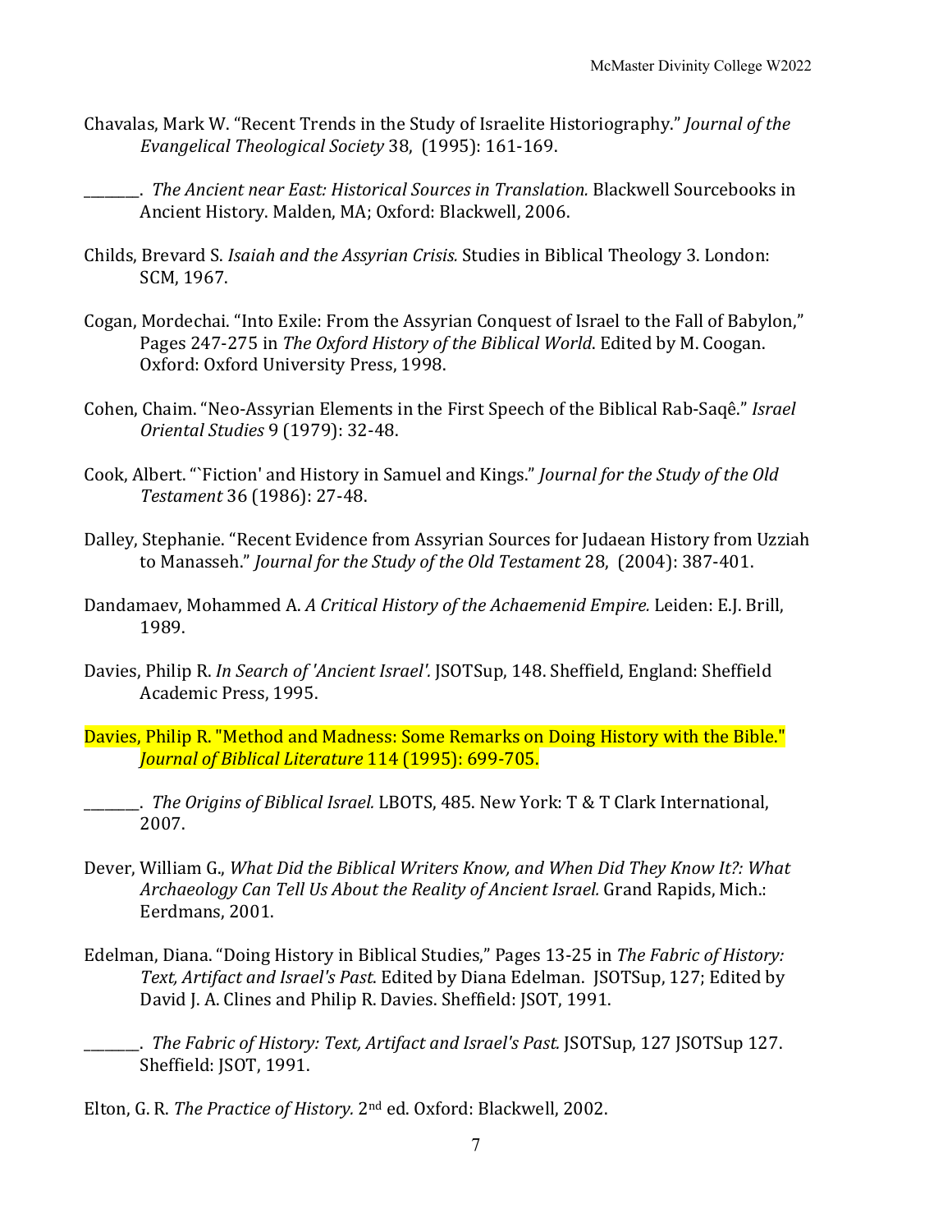Chavalas, Mark W. "Recent Trends in the Study of Israelite Historiography." *Journal of the Evangelical Theological Society* 38, (1995): 161-169.

________. *The Ancient near East: Historical Sources in Translation.* Blackwell Sourcebooks in Ancient History. Malden, MA; Oxford: Blackwell, 2006.

Childs, Brevard S. *Isaiah and the Assyrian Crisis.* Studies in Biblical Theology 3. London: SCM, 1967.

Cogan, Mordechai. "Into Exile: From the Assyrian Conquest of Israel to the Fall of Babylon," Pages 247-275 in *The Oxford History of the Biblical World*. Edited by M. Coogan. Oxford: Oxford University Press, 1998.

Cohen, Chaim. "Neo-Assyrian Elements in the First Speech of the Biblical Rab-Saqê." *Israel Oriental Studies* 9 (1979): 32-48.

Cook, Albert. "`Fiction' and History in Samuel and Kings." *Journal for the Study of the Old Testament* 36 (1986): 27-48.

Dalley, Stephanie. "Recent Evidence from Assyrian Sources for Judaean History from Uzziah to Manasseh." *Journal for the Study of the Old Testament* 28, (2004): 387-401.

Dandamaev, Mohammed A. *A Critical History of the Achaemenid Empire.* Leiden: E.J. Brill, 1989.

Davies, Philip R. *In Search of 'Ancient Israel'.* JSOTSup, 148. Sheffield, England: Sheffield Academic Press, 1995.

Davies, Philip R. "Method and Madness: Some Remarks on Doing History with the Bible." *Journal of Biblical Literature* 114 (1995): 699-705.

________. *The Origins of Biblical Israel.* LBOTS, 485. New York: T & T Clark International, 2007.

Dever, William G., *What Did the Biblical Writers Know, and When Did They Know It?: What Archaeology Can Tell Us About the Reality of Ancient Israel.* Grand Rapids, Mich.: Eerdmans, 2001.

Edelman, Diana. "Doing History in Biblical Studies," Pages 13-25 in *The Fabric of History: Text, Artifact and Israel's Past*. Edited by Diana Edelman. JSOTSup, 127; Edited by David J. A. Clines and Philip R. Davies. Sheffield: JSOT, 1991.

________. *The Fabric of History: Text, Artifact and Israel's Past.* JSOTSup, 127 JSOTSup 127. Sheffield: JSOT, 1991.

Elton, G. R. *The Practice of History.* 2nd ed. Oxford: Blackwell, 2002.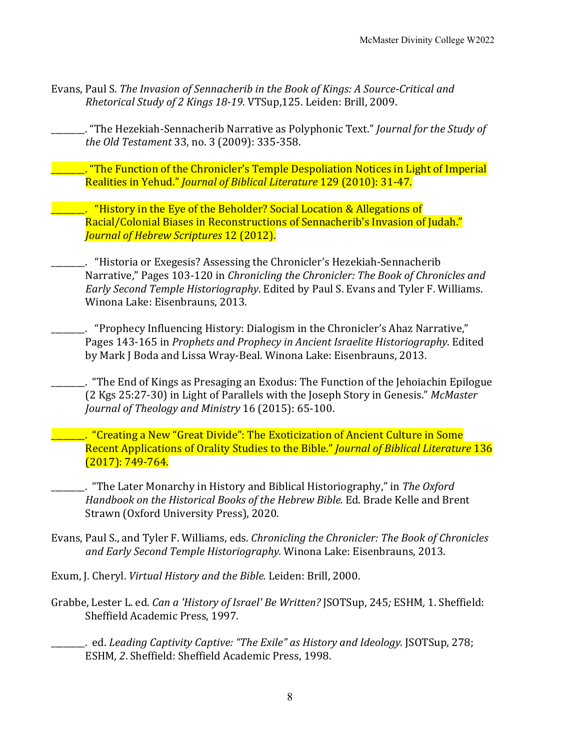Evans, Paul S. *The Invasion of Sennacherib in the Book of Kings: A Source-Critical and Rhetorical Study of 2 Kings 18-19.* VTSup,125. Leiden: Brill, 2009.

_______. "The Hezekiah-Sennacherib Narrative as Polyphonic Text." *Journal for the Study of the Old Testament* 33, no. 3 (2009): 335-358.

_______. "The Function of the Chronicler's Temple Despoliation Notices in Light of Imperial Realities in Yehud." *Journal of Biblical Literature* 129 (2010): 31-47.

_______. "History in the Eye of the Beholder? Social Location & Allegations of Racial/Colonial Biases in Reconstructions of Sennacherib's Invasion of Judah." *Journal of Hebrew Scriptures* 12 (2012).

_______. "Historia or Exegesis? Assessing the Chronicler's Hezekiah-Sennacherib Narrative," Pages 103-120 in *Chronicling the Chronicler: The Book of Chronicles and Early Second Temple Historiography*. Edited by Paul S. Evans and Tyler F. Williams. Winona Lake: Eisenbrauns, 2013.

_______. "Prophecy Influencing History: Dialogism in the Chronicler's Ahaz Narrative," Pages 143-165 in *Prophets and Prophecy in Ancient Israelite Historiography*. Edited by Mark J Boda and Lissa Wray-Beal. Winona Lake: Eisenbrauns, 2013.

_______. "The End of Kings as Presaging an Exodus: The Function of the Jehoiachin Epilogue (2 Kgs 25:27-30) in Light of Parallels with the Joseph Story in Genesis." *McMaster Journal of Theology and Ministry* 16 (2015): 65-100.

_______. "Creating a New "Great Divide": The Exoticization of Ancient Culture in Some Recent Applications of Orality Studies to the Bible." *Journal of Biblical Literature* 136 (2017): 749-764.

_______. "The Later Monarchy in History and Biblical Historiography," in *The Oxford Handbook on the Historical Books of the Hebrew Bible.* Ed. Brade Kelle and Brent Strawn (Oxford University Press), 2020.

Evans, Paul S., and Tyler F. Williams, eds. *Chronicling the Chronicler: The Book of Chronicles and Early Second Temple Historiography.* Winona Lake: Eisenbrauns, 2013.

Exum, J. Cheryl. *Virtual History and the Bible.* Leiden: Brill, 2000.

Grabbe, Lester L. ed. *Can a 'History of Israel' Be Written?* JSOTSup, 245*;* ESHM*,* 1. Sheffield: Sheffield Academic Press, 1997.

_______. ed. *Leading Captivity Captive: "The Exile" as History and Ideology.* JSOTSup, 278; ESHM*, 2*. Sheffield: Sheffield Academic Press, 1998.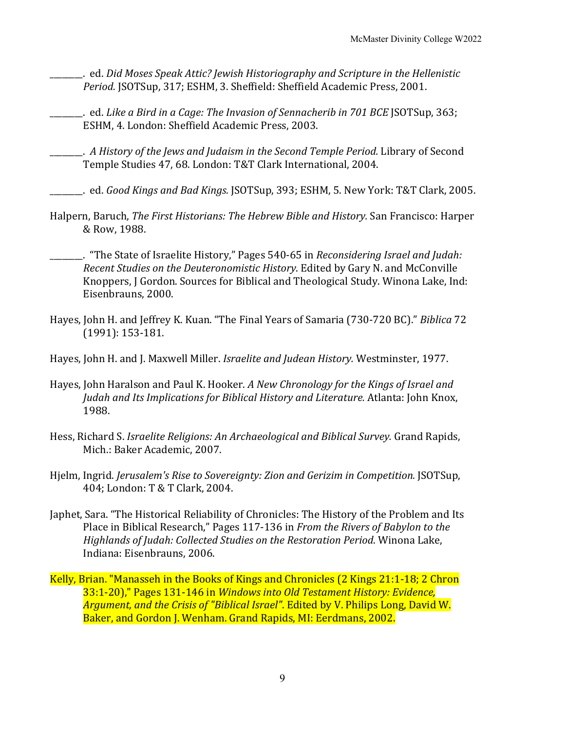\_\_\_\_\_\_\_\_. ed. *Did Moses Speak Attic? Jewish Historiography and Scripture in the Hellenistic Period.* JSOTSup, 317; ESHM, 3. Sheffield: Sheffield Academic Press, 2001.

\_\_\_\_\_\_\_\_. ed. *Like a Bird in a Cage: The Invasion of Sennacherib in 701 BCE* JSOTSup, 363; ESHM, 4. London: Sheffield Academic Press, 2003.

\_\_\_\_\_\_\_\_. *A History of the Jews and Judaism in the Second Temple Period.* Library of Second Temple Studies 47, 68. London: T&T Clark International, 2004.

\_\_\_\_\_\_\_\_. ed. *Good Kings and Bad Kings.* JSOTSup, 393; ESHM, 5. New York: T&T Clark, 2005.

Halpern, Baruch, *The First Historians: The Hebrew Bible and History.* San Francisco: Harper & Row, 1988.

\_\_\_\_\_\_\_\_. "The State of Israelite History," Pages 540-65 in *Reconsidering Israel and Judah: Recent Studies on the Deuteronomistic History*. Edited by Gary N. and McConville Knoppers, J Gordon. Sources for Biblical and Theological Study. Winona Lake, Ind: Eisenbrauns, 2000.

Hayes, John H. and Jeffrey K. Kuan. "The Final Years of Samaria (730-720 BC)." *Biblica* 72 (1991): 153-181.

Hayes, John H. and J. Maxwell Miller. *Israelite and Judean History.* Westminster, 1977.

Hayes, John Haralson and Paul K. Hooker. *A New Chronology for the Kings of Israel and Judah and Its Implications for Biblical History and Literature.* Atlanta: John Knox, 1988.

Hess, Richard S. *Israelite Religions: An Archaeological and Biblical Survey.* Grand Rapids, Mich.: Baker Academic, 2007.

Hjelm, Ingrid. *Jerusalem's Rise to Sovereignty: Zion and Gerizim in Competition.* JSOTSup, 404; London: T & T Clark, 2004.

Japhet, Sara. "The Historical Reliability of Chronicles: The History of the Problem and Its Place in Biblical Research," Pages 117-136 in *From the Rivers of Babylon to the Highlands of Judah: Collected Studies on the Restoration Period*. Winona Lake, Indiana: Eisenbrauns, 2006.

Kelly, Brian. "Manasseh in the Books of Kings and Chronicles (2 Kings 21:1-18; 2 Chron 33:1-20)," Pages 131-146 in *Windows into Old Testament History: Evidence, Argument, and the Crisis of "Biblical Israel".* Edited by V. Philips Long, David W. Baker, and Gordon J. Wenham. Grand Rapids, MI: Eerdmans, 2002.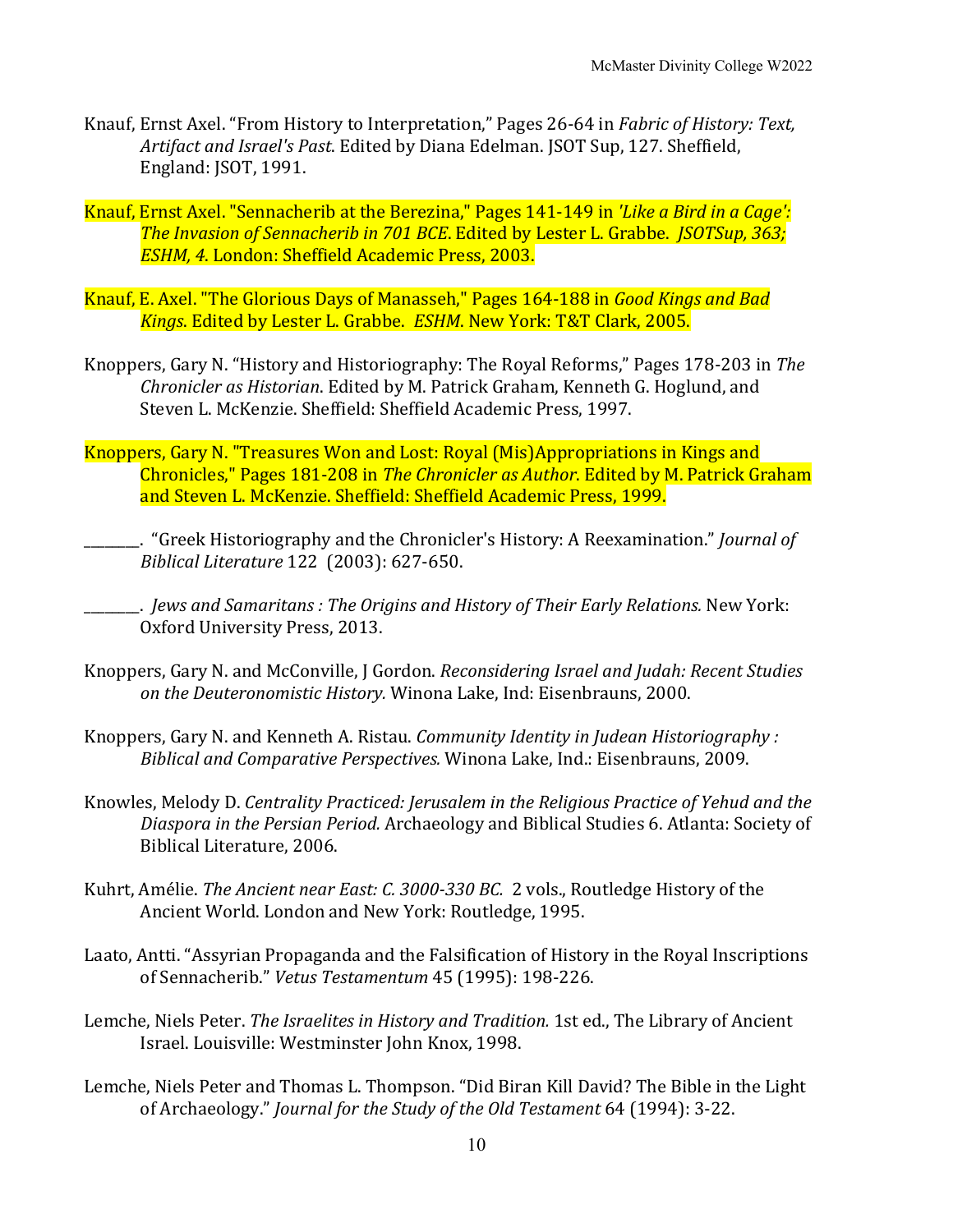Knauf, Ernst Axel. “From History to Interpretation,” Pages 26-64 in *Fabric of History: Text, Artifact and Israel's Past*. Edited by Diana Edelman. JSOT Sup, 127. Sheffield, England: JSOT, 1991.

Knauf, Ernst Axel. "Sennacherib at the Berezina," Pages 141-149 in *'Like a Bird in a Cage': The Invasion of Sennacherib in 701 BCE*. Edited by Lester L. Grabbe. *JSOTSup, 363; ESHM, 4.* London: Sheffield Academic Press, 2003.

Knauf, E. Axel. "The Glorious Days of Manasseh," Pages 164-188 in *Good Kings and Bad Kings*. Edited by Lester L. Grabbe. *ESHM*. New York: T&T Clark, 2005.

Knoppers, Gary N. “History and Historiography: The Royal Reforms,” Pages 178-203 in *The Chronicler as Historian*. Edited by M. Patrick Graham, Kenneth G. Hoglund, and Steven L. McKenzie. Sheffield: Sheffield Academic Press, 1997.

Knoppers, Gary N. "Treasures Won and Lost: Royal (Mis)Appropriations in Kings and Chronicles," Pages 181-208 in *The Chronicler as Author*. Edited by M. Patrick Graham and Steven L. McKenzie. Sheffield: Sheffield Academic Press, 1999.

________. “Greek Historiography and the Chronicler's History: A Reexamination.” *Journal of Biblical Literature* 122 (2003): 627-650.

________. *Jews and Samaritans : The Origins and History of Their Early Relations.* New York: Oxford University Press, 2013.

Knoppers, Gary N. and McConville, J Gordon. *Reconsidering Israel and Judah: Recent Studies on the Deuteronomistic History.* Winona Lake, Ind: Eisenbrauns, 2000.

Knoppers, Gary N. and Kenneth A. Ristau. *Community Identity in Judean Historiography : Biblical and Comparative Perspectives.* Winona Lake, Ind.: Eisenbrauns, 2009.

Knowles, Melody D. *Centrality Practiced: Jerusalem in the Religious Practice of Yehud and the Diaspora in the Persian Period.* Archaeology and Biblical Studies 6. Atlanta: Society of Biblical Literature, 2006.

Kuhrt, Amélie. *The Ancient near East: C. 3000-330 BC.* 2 vols., Routledge History of the Ancient World. London and New York: Routledge, 1995.

Laato, Antti. “Assyrian Propaganda and the Falsification of History in the Royal Inscriptions of Sennacherib.” *Vetus Testamentum* 45 (1995): 198-226.

Lemche, Niels Peter. *The Israelites in History and Tradition.* 1st ed., The Library of Ancient Israel. Louisville: Westminster John Knox, 1998.

Lemche, Niels Peter and Thomas L. Thompson. “Did Biran Kill David? The Bible in the Light of Archaeology.” *Journal for the Study of the Old Testament* 64 (1994): 3-22.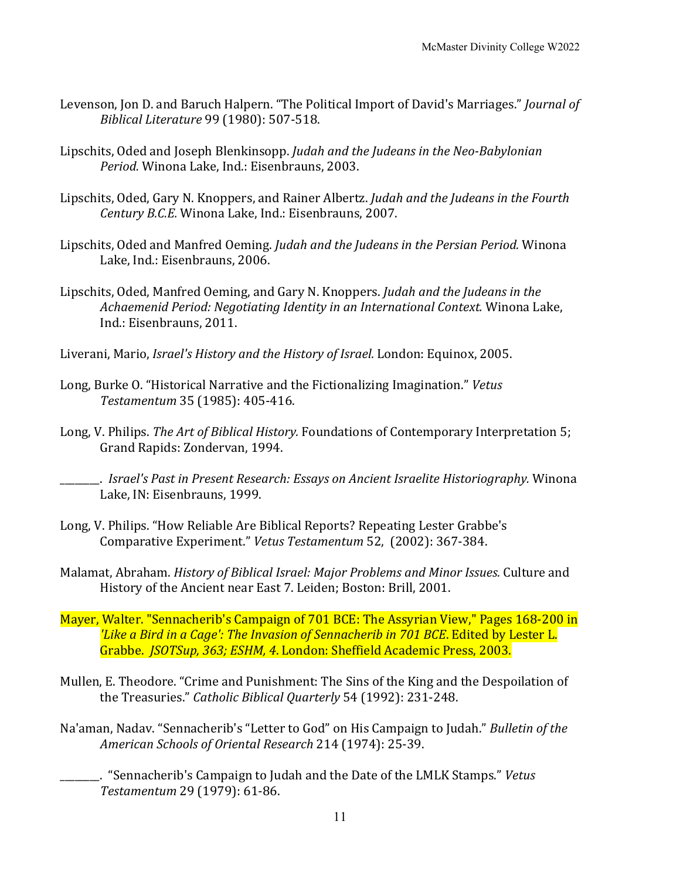Levenson, Jon D. and Baruch Halpern. "The Political Import of David's Marriages." *Journal of Biblical Literature* 99 (1980): 507-518.

Lipschits, Oded and Joseph Blenkinsopp. *Judah and the Judeans in the Neo-Babylonian Period.* Winona Lake, Ind.: Eisenbrauns, 2003.

Lipschits, Oded, Gary N. Knoppers, and Rainer Albertz. *Judah and the Judeans in the Fourth Century B.C.E.* Winona Lake, Ind.: Eisenbrauns, 2007.

Lipschits, Oded and Manfred Oeming. *Judah and the Judeans in the Persian Period.* Winona Lake, Ind.: Eisenbrauns, 2006.

Lipschits, Oded, Manfred Oeming, and Gary N. Knoppers. *Judah and the Judeans in the Achaemenid Period: Negotiating Identity in an International Context.* Winona Lake, Ind.: Eisenbrauns, 2011.

Liverani, Mario, *Israel's History and the History of Israel.* London: Equinox, 2005.

Long, Burke O. "Historical Narrative and the Fictionalizing Imagination." *Vetus Testamentum* 35 (1985): 405-416.

Long, V. Philips. *The Art of Biblical History.* Foundations of Contemporary Interpretation 5; Grand Rapids: Zondervan, 1994.

_______. *Israel's Past in Present Research: Essays on Ancient Israelite Historiography.* Winona Lake, IN: Eisenbrauns, 1999.

Long, V. Philips. "How Reliable Are Biblical Reports? Repeating Lester Grabbe's Comparative Experiment." *Vetus Testamentum* 52, (2002): 367-384.

Malamat, Abraham. *History of Biblical Israel: Major Problems and Minor Issues.* Culture and History of the Ancient near East 7. Leiden; Boston: Brill, 2001.

Mayer, Walter. "Sennacherib's Campaign of 701 BCE: The Assyrian View," Pages 168-200 in *'Like a Bird in a Cage': The Invasion of Sennacherib in 701 BCE*. Edited by Lester L. Grabbe. *JSOTSup, 363; ESHM, 4*. London: Sheffield Academic Press, 2003.

Mullen, E. Theodore. "Crime and Punishment: The Sins of the King and the Despoilation of the Treasuries." *Catholic Biblical Quarterly* 54 (1992): 231-248.

Na'aman, Nadav. "Sennacherib's "Letter to God" on His Campaign to Judah." *Bulletin of the American Schools of Oriental Research* 214 (1974): 25-39.

_______. "Sennacherib's Campaign to Judah and the Date of the LMLK Stamps." *Vetus Testamentum* 29 (1979): 61-86.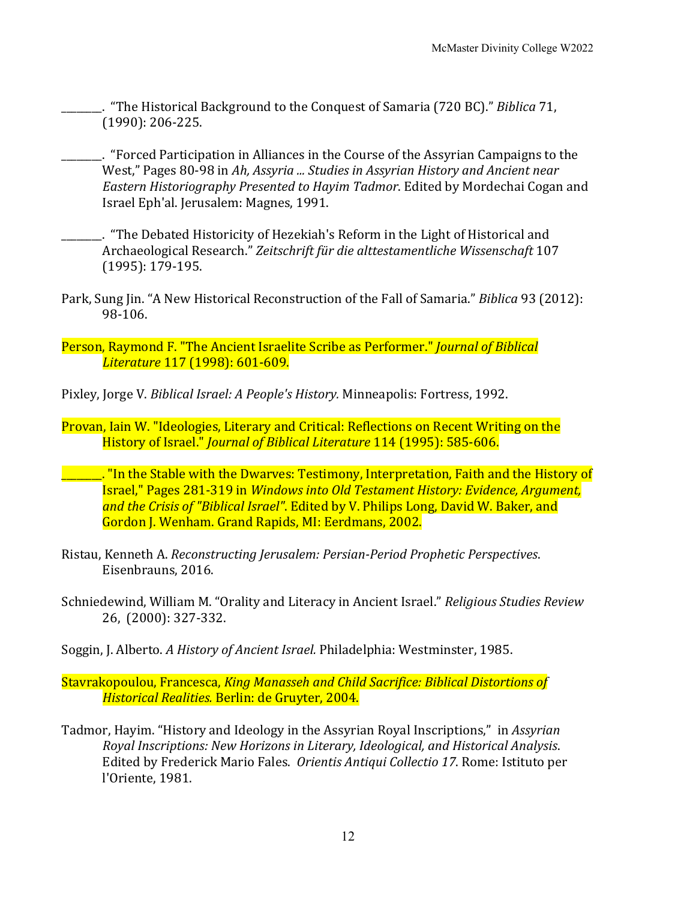\_\_\_\_\_\_\_. "The Historical Background to the Conquest of Samaria (720 BC)." *Biblica* 71, (1990): 206-225.

\_\_\_\_\_\_\_. "Forced Participation in Alliances in the Course of the Assyrian Campaigns to the West," Pages 80-98 in *Ah, Assyria ... Studies in Assyrian History and Ancient near Eastern Historiography Presented to Hayim Tadmor*. Edited by Mordechai Cogan and Israel Eph'al. Jerusalem: Magnes, 1991.

\_\_\_\_\_\_\_. "The Debated Historicity of Hezekiah's Reform in the Light of Historical and Archaeological Research." *Zeitschrift für die alttestamentliche Wissenschaft* 107 (1995): 179-195.

Park, Sung Jin. "A New Historical Reconstruction of the Fall of Samaria." *Biblica* 93 (2012): 98-106.

Person, Raymond F. "The Ancient Israelite Scribe as Performer." *Journal of Biblical Literature* 117 (1998): 601-609.

Pixley, Jorge V. *Biblical Israel: A People's History.* Minneapolis: Fortress, 1992.

Provan, Iain W. "Ideologies, Literary and Critical: Reflections on Recent Writing on the History of Israel." *Journal of Biblical Literature* 114 (1995): 585-606.

\_\_\_\_\_\_\_. "In the Stable with the Dwarves: Testimony, Interpretation, Faith and the History of Israel," Pages 281-319 in *Windows into Old Testament History: Evidence, Argument, and the Crisis of "Biblical Israel"*. Edited by V. Philips Long, David W. Baker, and Gordon J. Wenham. Grand Rapids, MI: Eerdmans, 2002.

Ristau, Kenneth A. *Reconstructing Jerusalem: Persian-Period Prophetic Perspectives*. Eisenbrauns, 2016.

Schniedewind, William M. "Orality and Literacy in Ancient Israel." *Religious Studies Review* 26, (2000): 327-332.

Soggin, J. Alberto. *A History of Ancient Israel.* Philadelphia: Westminster, 1985.

Stavrakopoulou, Francesca, *King Manasseh and Child Sacrifice: Biblical Distortions of Historical Realities.* Berlin: de Gruyter, 2004.

Tadmor, Hayim. "History and Ideology in the Assyrian Royal Inscriptions," in *Assyrian Royal Inscriptions: New Horizons in Literary, Ideological, and Historical Analysis*. Edited by Frederick Mario Fales. *Orientis Antiqui Collectio 17*. Rome: Istituto per l'Oriente, 1981.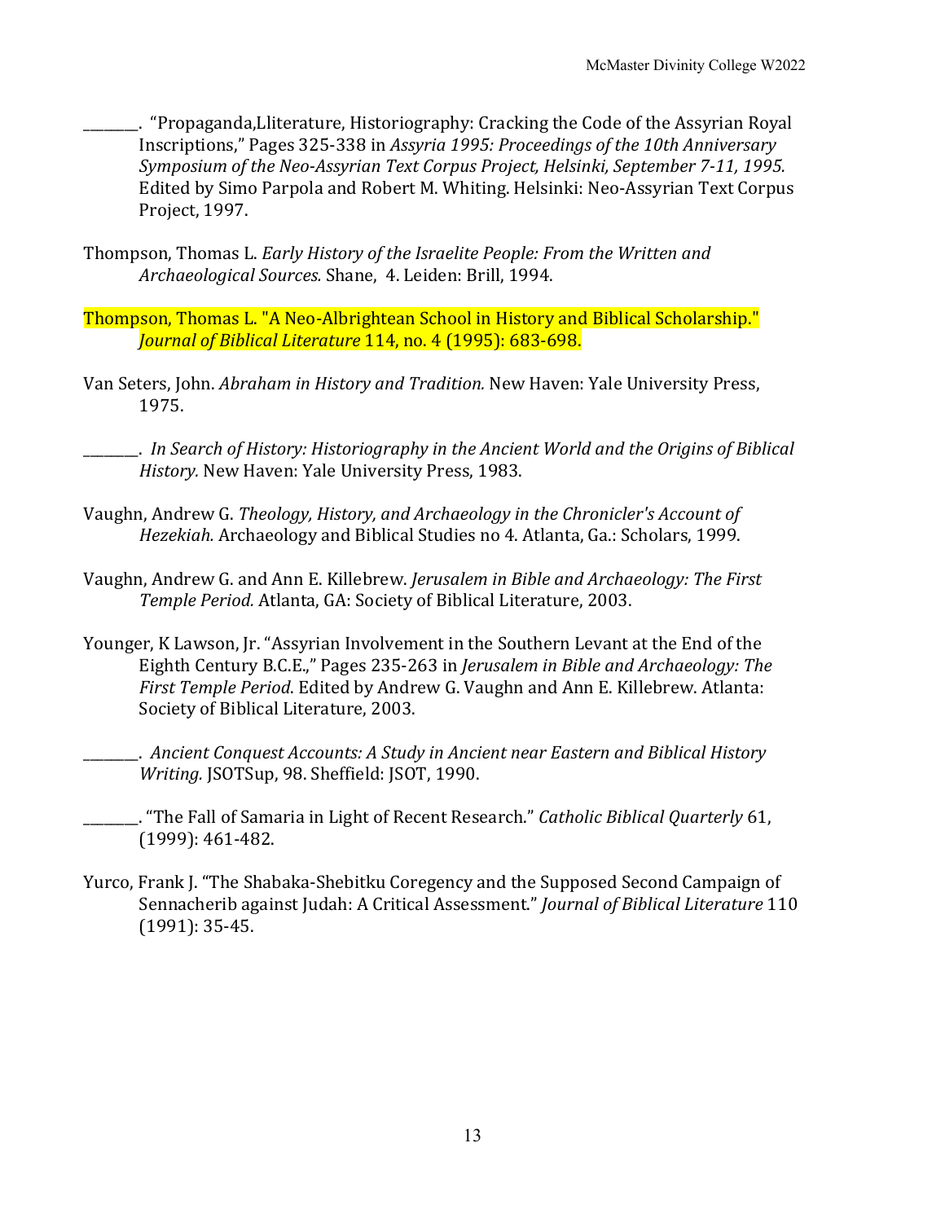\_\_\_\_\_\_\_\_. "Propaganda,Lliterature, Historiography: Cracking the Code of the Assyrian Royal Inscriptions," Pages 325-338 in *Assyria 1995: Proceedings of the 10th Anniversary Symposium of the Neo-Assyrian Text Corpus Project, Helsinki, September 7-11, 1995.* Edited by Simo Parpola and Robert M. Whiting. Helsinki: Neo-Assyrian Text Corpus Project, 1997.

Thompson, Thomas L. *Early History of the Israelite People: From the Written and Archaeological Sources.* Shane, 4. Leiden: Brill, 1994.

Thompson, Thomas L. "A Neo-Albrightean School in History and Biblical Scholarship." *Journal of Biblical Literature* 114, no. 4 (1995): 683-698.

Van Seters, John. *Abraham in History and Tradition.* New Haven: Yale University Press, 1975.

\_\_\_\_\_\_\_\_. *In Search of History: Historiography in the Ancient World and the Origins of Biblical History.* New Haven: Yale University Press, 1983.

Vaughn, Andrew G. *Theology, History, and Archaeology in the Chronicler's Account of Hezekiah.* Archaeology and Biblical Studies no 4. Atlanta, Ga.: Scholars, 1999.

Vaughn, Andrew G. and Ann E. Killebrew. *Jerusalem in Bible and Archaeology: The First Temple Period.* Atlanta, GA: Society of Biblical Literature, 2003.

Younger, K Lawson, Jr. "Assyrian Involvement in the Southern Levant at the End of the Eighth Century B.C.E.," Pages 235-263 in *Jerusalem in Bible and Archaeology: The First Temple Period*. Edited by Andrew G. Vaughn and Ann E. Killebrew. Atlanta: Society of Biblical Literature, 2003.

\_\_\_\_\_\_\_\_. *Ancient Conquest Accounts: A Study in Ancient near Eastern and Biblical History Writing.* JSOTSup, 98. Sheffield: JSOT, 1990.

\_\_\_\_\_\_\_\_. "The Fall of Samaria in Light of Recent Research." *Catholic Biblical Quarterly* 61, (1999): 461-482.

Yurco, Frank J. "The Shabaka-Shebitku Coregency and the Supposed Second Campaign of Sennacherib against Judah: A Critical Assessment." *Journal of Biblical Literature* 110 (1991): 35-45.